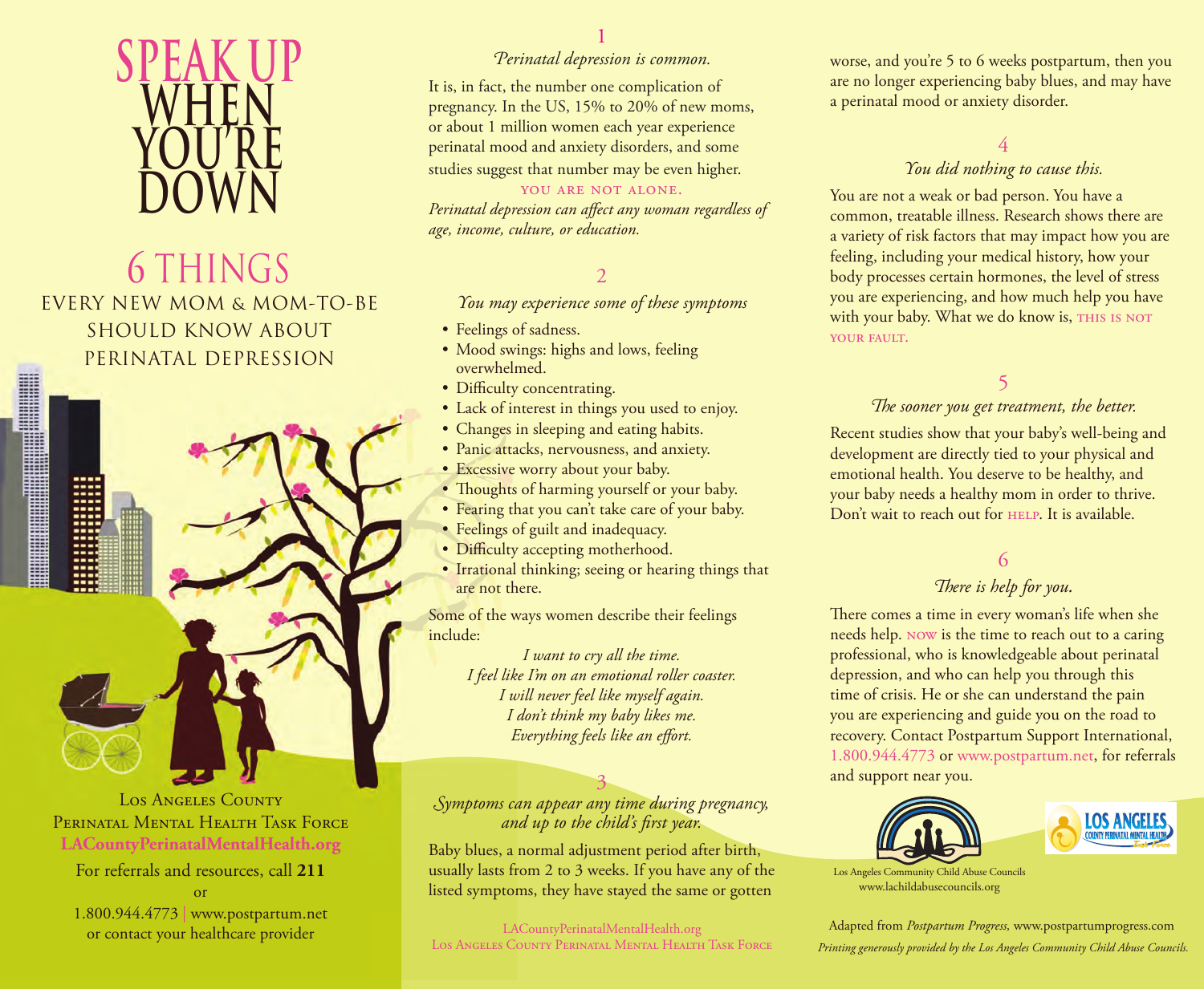# SPEAK UP WHEN YOU'RE DOWN

## 6 THINGS

### EVERY NEW MOM & MOM-TO-BE SHOULD KNOW ABOUT PERINATAL DEPRESSION

Los Angeles County Perinatal Mental Health Task Force
**LACountyPerinatalMentalHealth.org**

For referrals and resources, call **211**

or

1.800.944.4773 | www.postpartum.net
or contact your healthcare provider

## 1

*Perinatal depression is common.*

It is, in fact, the number one complication of pregnancy. In the US, 15% to 20% of new moms, or about 1 million women each year experience perinatal mood and anxiety disorders, and some studies suggest that number may be even higher.

YOU ARE NOT ALONE.

*Perinatal depression can affect any woman regardless of age, income, culture, or education.*

## 2

*You may experience some of these symptoms*

- Feelings of sadness.
- Mood swings: highs and lows, feeling overwhelmed.
- Difficulty concentrating.
- Lack of interest in things you used to enjoy.
- Changes in sleeping and eating habits.
- Panic attacks, nervousness, and anxiety.
- Excessive worry about your baby.
- Thoughts of harming yourself or your baby.
- Fearing that you can't take care of your baby.
- Feelings of guilt and inadequacy.
- Difficulty accepting motherhood.
- Irrational thinking; seeing or hearing things that are not there.

Some of the ways women describe their feelings include:

*I want to cry all the time.*
*I feel like I'm on an emotional roller coaster.*
*I will never feel like myself again.*
*I don't think my baby likes me.*
*Everything feels like an effort.*

## 3

*Symptoms can appear any time during pregnancy, and up to the child's first year.*

Baby blues, a normal adjustment period after birth, usually lasts from 2 to 3 weeks. If you have any of the listed symptoms, they have stayed the same or gotten worse, and you're 5 to 6 weeks postpartum, then you are no longer experiencing baby blues, and may have a perinatal mood or anxiety disorder.

LACountyPerinatalMentalHealth.org
Los Angeles County Perinatal Mental Health Task Force

## 4

*You did nothing to cause this.*

You are not a weak or bad person. You have a common, treatable illness. Research shows there are a variety of risk factors that may impact how you are feeling, including your medical history, how your body processes certain hormones, the level of stress you are experiencing, and how much help you have with your baby. What we do know is, THIS IS NOT YOUR FAULT.

## 5

*The sooner you get treatment, the better.*

Recent studies show that your baby's well-being and development are directly tied to your physical and emotional health. You deserve to be healthy, and your baby needs a healthy mom in order to thrive. Don't wait to reach out for HELP. It is available.

## 6

*There is help for you.*

There comes a time in every woman's life when she needs help. NOW is the time to reach out to a caring professional, who is knowledgeable about perinatal depression, and who can help you through this time of crisis. He or she can understand the pain you are experiencing and guide you on the road to recovery. Contact Postpartum Support International, 1.800.944.4773 or www.postpartum.net, for referrals and support near you.

Los Angeles Community Child Abuse Councils
www.lachildabusecouncils.org

LOS ANGELES COUNTY PERINATAL MENTAL HEALTH Task Force

Adapted from *Postpartum Progress,* www.postpartumprogress.com

*Printing generously provided by the Los Angeles Community Child Abuse Councils.*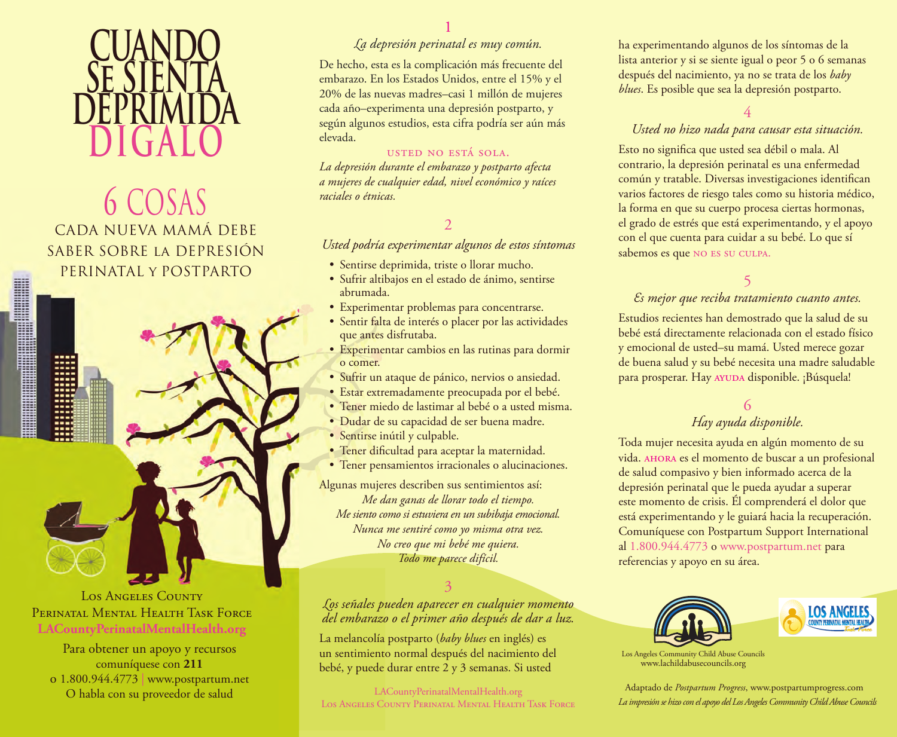# CUANDO SE SIENTA DEPRIMIDA DIGALO

## 6 COSAS

CADA NUEVA MAMÁ DEBE SABER SOBRE LA DEPRESIÓN PERINATAL Y POSTPARTO

Los Angeles County Perinatal Mental Health Task Force

**LACountyPerinatalMentalHealth.org**

Para obtener un apoyo y recursos comuníquese con **211** o 1.800.944.4773 | www.postpartum.net O habla con su proveedor de salud

### 1

*La depresión perinatal es muy común.*

De hecho, esta es la complicación más frecuente del embarazo. En los Estados Unidos, entre el 15% y el 20% de las nuevas madres–casi 1 millón de mujeres cada año–experimenta una depresión postparto, y según algunos estudios, esta cifra podría ser aún más elevada.

USTED NO ESTÁ SOLA.

*La depresión durante el embarazo y postparto afecta a mujeres de cualquier edad, nivel económico y raíces raciales o étnicas.*

### 2

*Usted podría experimentar algunos de estos síntomas*

- Sentirse deprimida, triste o llorar mucho.
- Sufrir altibajos en el estado de ánimo, sentirse abrumada.
- Experimentar problemas para concentrarse.
- Sentir falta de interés o placer por las actividades que antes disfrutaba.
- Experimentar cambios en las rutinas para dormir o comer.
- Sufrir un ataque de pánico, nervios o ansiedad.
- Estar extremadamente preocupada por el bebé.
- Tener miedo de lastimar al bebé o a usted misma.
- Dudar de su capacidad de ser buena madre.
- Sentirse inútil y culpable.
- Tener dificultad para aceptar la maternidad.
- Tener pensamientos irracionales o alucinaciones.

Algunas mujeres describen sus sentimientos así:

*Me dan ganas de llorar todo el tiempo.*
*Me siento como si estuviera en un subibaja emocional.*
*Nunca me sentiré como yo misma otra vez.*
*No creo que mi bebé me quiera.*
*Todo me parece difícil.*

### 3

*Los señales pueden aparecer en cualquier momento del embarazo o el primer año después de dar a luz.*

La melancolía postparto (*baby blues* en inglés) es un sentimiento normal después del nacimiento del bebé, y puede durar entre 2 y 3 semanas. Si usted ha experimentando algunos de los síntomas de la lista anterior y si se siente igual o peor 5 o 6 semanas después del nacimiento, ya no se trata de los *baby blues*. Es posible que sea la depresión postparto.

### 4

*Usted no hizo nada para causar esta situación.*

Esto no significa que usted sea débil o mala. Al contrario, la depresión perinatal es una enfermedad común y tratable. Diversas investigaciones identifican varios factores de riesgo tales como su historia médico, la forma en que su cuerpo procesa ciertas hormonas, el grado de estrés que está experimentando, y el apoyo con el que cuenta para cuidar a su bebé. Lo que sí sabemos es que NO ES SU CULPA.

### 5

*Es mejor que reciba tratamiento cuanto antes.*

Estudios recientes han demostrado que la salud de su bebé está directamente relacionada con el estado físico y emocional de usted–su mamá. Usted merece gozar de buena salud y su bebé necesita una madre saludable para prosperar. Hay **AYUDA** disponible. ¡Búsquela!

### 6

*Hay ayuda disponible.*

Toda mujer necesita ayuda en algún momento de su vida. **AHORA** es el momento de buscar a un profesional de salud compasivo y bien informado acerca de la depresión perinatal que le pueda ayudar a superar este momento de crisis. Él comprenderá el dolor que está experimentando y le guiará hacia la recuperación. Comuníquese con Postpartum Support International al 1.800.944.4773 o www.postpartum.net para referencias y apoyo en su área.

LACountyPerinatalMentalHealth.org
Los Angeles County Perinatal Mental Health Task Force

Los Angeles Community Child Abuse Councils
www.lachildabusecouncils.org

Adaptado de *Postpartum Progress*, www.postpartumprogress.com

*La impresión se hizo con el apoyo del Los Angeles Community Child Abuse Councils*